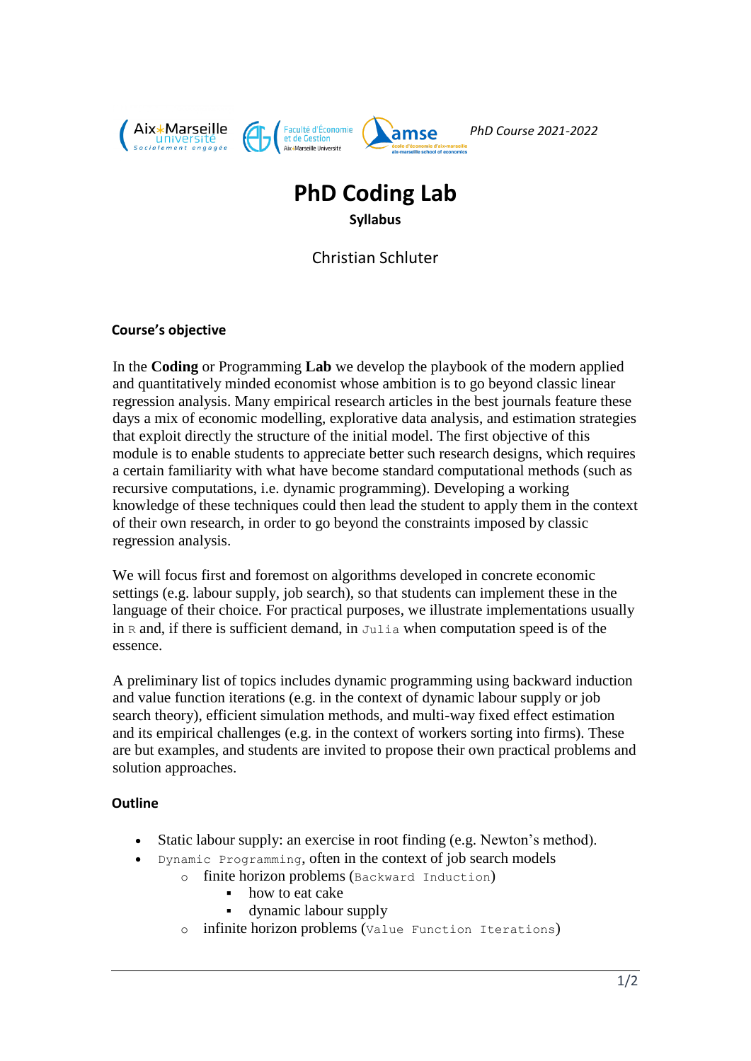*PhD Course 2021-2022*

# PhD Coding Lab

**Syllabus**

Christian Schluter

## Course's objective

In the **Coding** or Programming **Lab** we develop the playbook of the modern applied and quantitatively minded economist whose ambition is to go beyond classic linear regression analysis. Many empirical research articles in the best journals feature these days a mix of economic modelling, explorative data analysis, and estimation strategies that exploit directly the structure of the initial model. The first objective of this module is to enable students to appreciate better such research designs, which requires a certain familiarity with what have become standard computational methods (such as recursive computations, i.e. dynamic programming). Developing a working knowledge of these techniques could then lead the student to apply them in the context of their own research, in order to go beyond the constraints imposed by classic regression analysis.

We will focus first and foremost on algorithms developed in concrete economic settings (e.g. labour supply, job search), so that students can implement these in the language of their choice. For practical purposes, we illustrate implementations usually in `R` and, if there is sufficient demand, in `Julia` when computation speed is of the essence.

A preliminary list of topics includes dynamic programming using backward induction and value function iterations (e.g. in the context of dynamic labour supply or job search theory), efficient simulation methods, and multi-way fixed effect estimation and its empirical challenges (e.g. in the context of workers sorting into firms). These are but examples, and students are invited to propose their own practical problems and solution approaches.

## Outline

- Static labour supply: an exercise in root finding (e.g. Newton's method).
- `Dynamic Programming`, often in the context of job search models
  - finite horizon problems (`Backward Induction`)
    - how to eat cake
    - dynamic labour supply
  - infinite horizon problems (`Value Function Iterations`)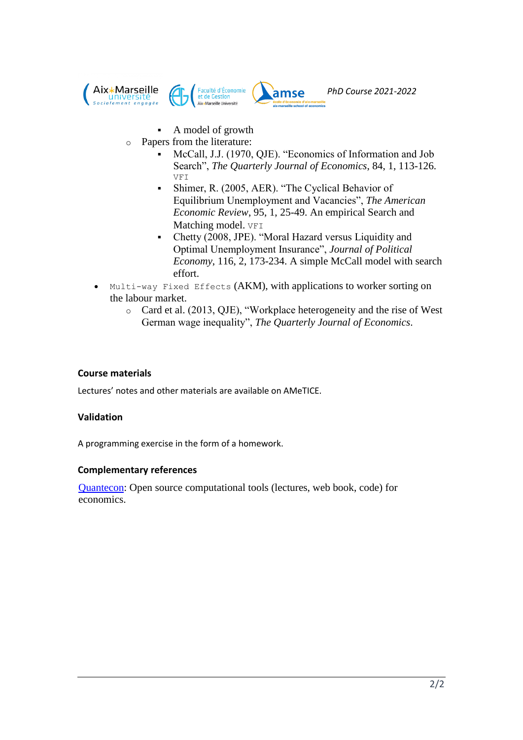- A model of growth
    - Papers from the literature:
        - McCall, J.J. (1970, QJE). "Economics of Information and Job Search", *The Quarterly Journal of Economics*, 84, 1, 113-126. `VFI`
        - Shimer, R. (2005, AER). "The Cyclical Behavior of Equilibrium Unemployment and Vacancies", *The American Economic Review*, 95, 1, 25-49. An empirical Search and Matching model. `VFI`
        - Chetty (2008, JPE). "Moral Hazard versus Liquidity and Optimal Unemployment Insurance", *Journal of Political Economy*, 116, 2, 173-234. A simple McCall model with search effort.
- `Multi-way Fixed Effects` (AKM), with applications to worker sorting on the labour market.
    - Card et al. (2013, QJE), "Workplace heterogeneity and the rise of West German wage inequality", *The Quarterly Journal of Economics*.

### Course materials

Lectures' notes and other materials are available on AMeTICE.

### Validation

A programming exercise in the form of a homework.

### Complementary references

[Quantecon](Quantecon): Open source computational tools (lectures, web book, code) for economics.